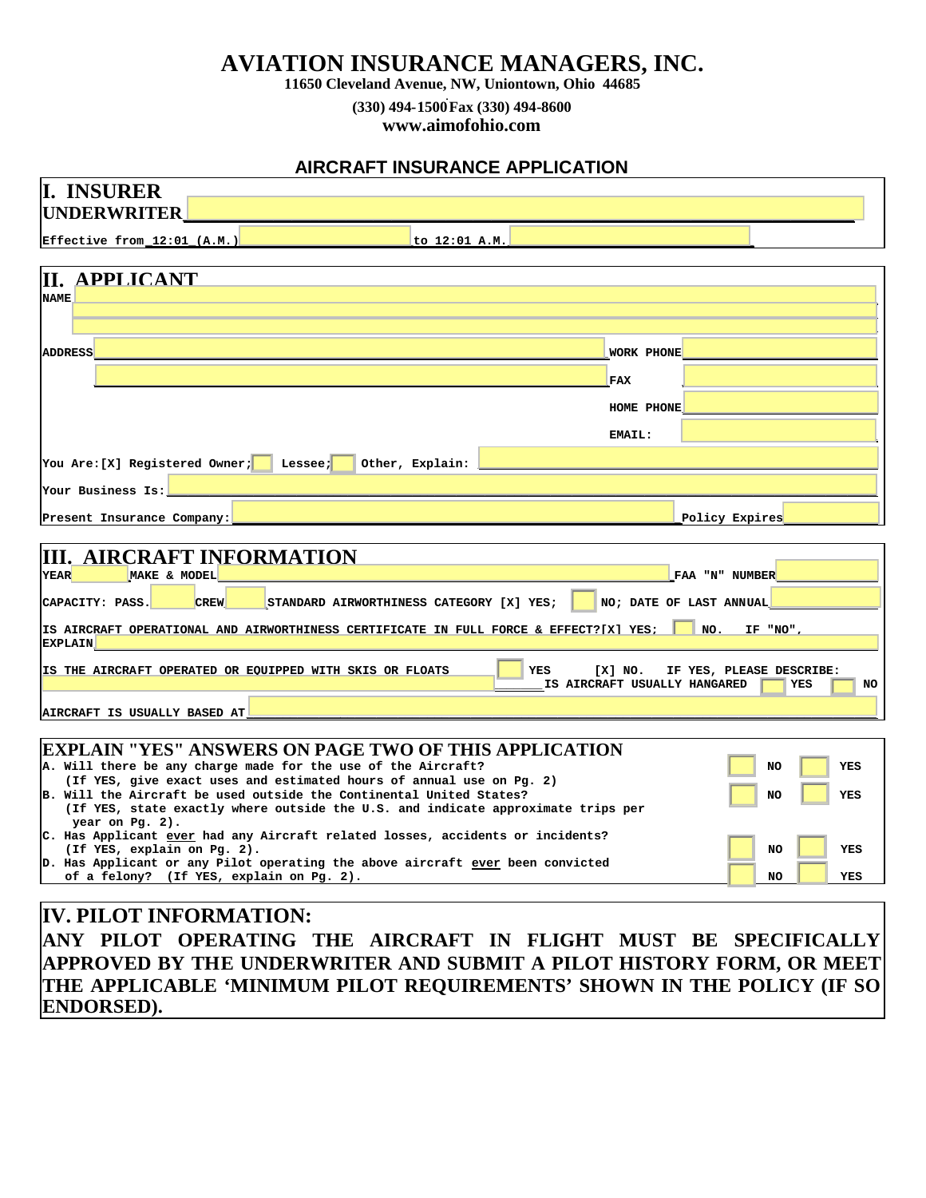# AVIATION INSURANCE MANAGERS, INC.

**11650 Cleveland Avenue, NW, Uniontown, Ohio 44685**

**(330) 494-1500 Fax (330) 494-8600**

**www.aimofohio.com**

## AIRCRAFT INSURANCE APPLICATION

## I. INSURER

**UNDERWRITER** \_\_\_\_\_\_\_\_\_\_\_\_\_\_\_\_\_\_\_\_

Effective from 12:01 (A.M.) \_\_\_\_\_\_\_\_\_\_ to 12:01 A.M. \_\_\_\_\_\_\_\_\_\_

## II. APPLICANT

NAME \_\_\_\_\_\_\_\_\_\_\_\_\_\_\_\_\_\_\_\_

ADDRESS \_\_\_\_\_\_\_\_\_\_\_\_\_\_\_\_\_\_\_\_ WORK PHONE \_\_\_\_\_\_\_\_\_\_

FAX \_\_\_\_\_\_\_\_\_\_

HOME PHONE \_\_\_\_\_\_\_\_\_\_

EMAIL: \_\_\_\_\_\_\_\_\_\_

You Are: [X] Registered Owner; [ ] Lessee; [ ] Other, Explain: \_\_\_\_\_\_\_\_\_\_

Your Business Is: \_\_\_\_\_\_\_\_\_\_\_\_\_\_\_\_\_\_\_\_

Present Insurance Company: \_\_\_\_\_\_\_\_\_\_ Policy Expires \_\_\_\_\_\_\_\_\_\_

## III. AIRCRAFT INFORMATION

YEAR \_\_\_\_\_ MAKE & MODEL \_\_\_\_\_\_\_\_\_\_ FAA "N" NUMBER \_\_\_\_\_\_\_\_\_\_

CAPACITY: PASS. \_\_\_\_\_ CREW \_\_\_\_\_ STANDARD AIRWORTHINESS CATEGORY [X] YES; [ ] NO; DATE OF LAST ANNUAL \_\_\_\_\_\_\_\_\_\_

IS AIRCRAFT OPERATIONAL AND AIRWORTHINESS CERTIFICATE IN FULL FORCE & EFFECT? [X] YES; [ ] NO. IF "NO", EXPLAIN \_\_\_\_\_\_\_\_\_\_

IS THE AIRCRAFT OPERATED OR EQUIPPED WITH SKIS OR FLOATS [ ] YES [X] NO. IF YES, PLEASE DESCRIBE: \_\_\_\_\_\_\_\_\_\_

IS AIRCRAFT USUALLY HANGARED [ ] YES [ ] NO

AIRCRAFT IS USUALLY BASED AT \_\_\_\_\_\_\_\_\_\_\_\_\_\_\_\_\_\_\_\_

## EXPLAIN "YES" ANSWERS ON PAGE TWO OF THIS APPLICATION

A. Will there be any charge made for the use of the Aircraft? [ ] NO [ ] YES
(If YES, give exact uses and estimated hours of annual use on Pg. 2)

B. Will the Aircraft be used outside the Continental United States? [ ] NO [ ] YES
(If YES, state exactly where outside the U.S. and indicate approximate trips per year on Pg. 2).

C. Has Applicant ever had any Aircraft related losses, accidents or incidents? [ ] NO [ ] YES
(If YES, explain on Pg. 2).

D. Has Applicant or any Pilot operating the above aircraft ever been convicted of a felony? (If YES, explain on Pg. 2). [ ] NO [ ] YES

## IV. PILOT INFORMATION:

**ANY PILOT OPERATING THE AIRCRAFT IN FLIGHT MUST BE SPECIFICALLY APPROVED BY THE UNDERWRITER AND SUBMIT A PILOT HISTORY FORM, OR MEET THE APPLICABLE 'MINIMUM PILOT REQUIREMENTS' SHOWN IN THE POLICY (IF SO ENDORSED).**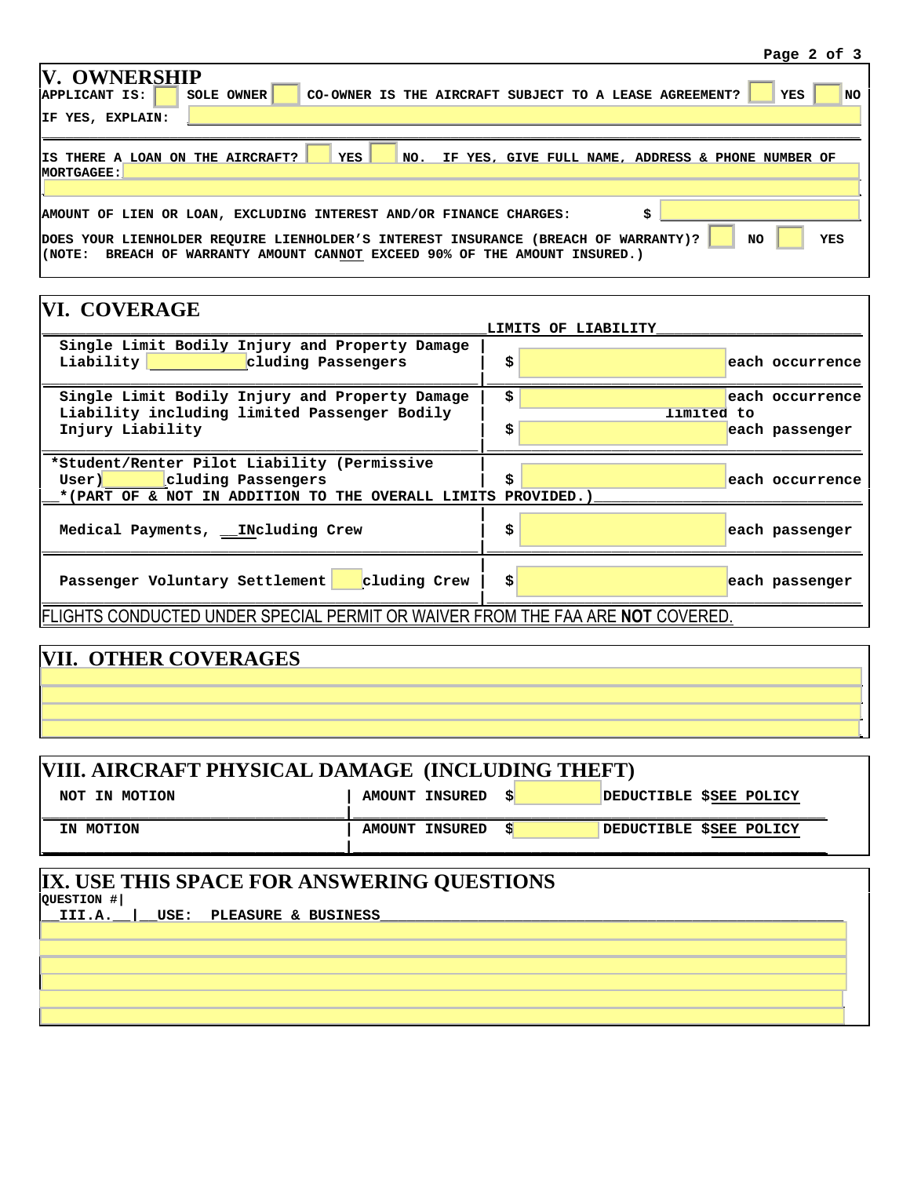## V. OWNERSHIP

APPLICANT IS: ☐ SOLE OWNER ☐ CO-OWNER IS THE AIRCRAFT SUBJECT TO A LEASE AGREEMENT? ☐ YES ☐ NO

IF YES, EXPLAIN: ____________________

IS THERE A LOAN ON THE AIRCRAFT? ☐ YES ☐ NO. IF YES, GIVE FULL NAME, ADDRESS & PHONE NUMBER OF MORTGAGEE: ____________________

____________________

AMOUNT OF LIEN OR LOAN, EXCLUDING INTEREST AND/OR FINANCE CHARGES: $ ____________

DOES YOUR LIENHOLDER REQUIRE LIENHOLDER'S INTEREST INSURANCE (BREACH OF WARRANTY)? ☐ NO ☐ YES
(NOTE: BREACH OF WARRANTY AMOUNT CANNOT EXCEED 90% OF THE AMOUNT INSURED.)

## VI. COVERAGE

| | LIMITS OF LIABILITY | |
|---|---|---|
| Single Limit Bodily Injury and Property Damage Liability ______cluding Passengers | $ ______ | each occurrence |
| Single Limit Bodily Injury and Property Damage Liability including limited Passenger Bodily Injury Liability | $ ______ | each occurrence limited to |
| | $ ______ | each passenger |
| *Student/Renter Pilot Liability (Permissive User) ______cluding Passengers | $ ______ | each occurrence |
| *(PART OF & NOT IN ADDITION TO THE OVERALL LIMITS PROVIDED.) | | |
| Medical Payments, __INcluding Crew | $ ______ | each passenger |
| Passenger Voluntary Settlement ______cluding Crew | $ ______ | each passenger |

FLIGHTS CONDUCTED UNDER SPECIAL PERMIT OR WAIVER FROM THE FAA ARE **NOT** COVERED.

## VII. OTHER COVERAGES

____________________

## VIII. AIRCRAFT PHYSICAL DAMAGE (INCLUDING THEFT)

| | | |
|---|---|---|
| NOT IN MOTION | AMOUNT INSURED $ ______ | DEDUCTIBLE $SEE POLICY |
| IN MOTION | AMOUNT INSURED $ ______ | DEDUCTIBLE $SEE POLICY |

## IX. USE THIS SPACE FOR ANSWERING QUESTIONS

| QUESTION # | |
|---|---|
| III.A. | USE: PLEASURE & BUSINESS |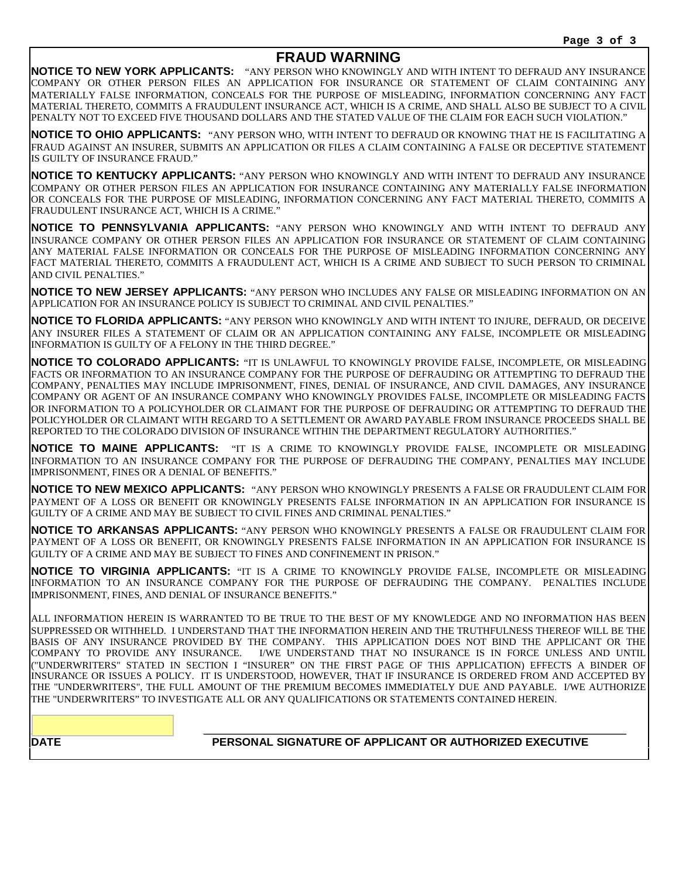# FRAUD WARNING

**NOTICE TO NEW YORK APPLICANTS:** "ANY PERSON WHO KNOWINGLY AND WITH INTENT TO DEFRAUD ANY INSURANCE COMPANY OR OTHER PERSON FILES AN APPLICATION FOR INSURANCE OR STATEMENT OF CLAIM CONTAINING ANY MATERIALLY FALSE INFORMATION, CONCEALS FOR THE PURPOSE OF MISLEADING, INFORMATION CONCERNING ANY FACT MATERIAL THERETO, COMMITS A FRAUDULENT INSURANCE ACT, WHICH IS A CRIME, AND SHALL ALSO BE SUBJECT TO A CIVIL PENALTY NOT TO EXCEED FIVE THOUSAND DOLLARS AND THE STATED VALUE OF THE CLAIM FOR EACH SUCH VIOLATION."

**NOTICE TO OHIO APPLICANTS:** "ANY PERSON WHO, WITH INTENT TO DEFRAUD OR KNOWING THAT HE IS FACILITATING A FRAUD AGAINST AN INSURER, SUBMITS AN APPLICATION OR FILES A CLAIM CONTAINING A FALSE OR DECEPTIVE STATEMENT IS GUILTY OF INSURANCE FRAUD."

**NOTICE TO KENTUCKY APPLICANTS:** "ANY PERSON WHO KNOWINGLY AND WITH INTENT TO DEFRAUD ANY INSURANCE COMPANY OR OTHER PERSON FILES AN APPLICATION FOR INSURANCE CONTAINING ANY MATERIALLY FALSE INFORMATION OR CONCEALS FOR THE PURPOSE OF MISLEADING, INFORMATION CONCERNING ANY FACT MATERIAL THERETO, COMMITS A FRAUDULENT INSURANCE ACT, WHICH IS A CRIME."

**NOTICE TO PENNSYLVANIA APPLICANTS:** "ANY PERSON WHO KNOWINGLY AND WITH INTENT TO DEFRAUD ANY INSURANCE COMPANY OR OTHER PERSON FILES AN APPLICATION FOR INSURANCE OR STATEMENT OF CLAIM CONTAINING ANY MATERIAL FALSE INFORMATION OR CONCEALS FOR THE PURPOSE OF MISLEADING INFORMATION CONCERNING ANY FACT MATERIAL THERETO, COMMITS A FRAUDULENT ACT, WHICH IS A CRIME AND SUBJECT TO SUCH PERSON TO CRIMINAL AND CIVIL PENALTIES."

**NOTICE TO NEW JERSEY APPLICANTS:** "ANY PERSON WHO INCLUDES ANY FALSE OR MISLEADING INFORMATION ON AN APPLICATION FOR AN INSURANCE POLICY IS SUBJECT TO CRIMINAL AND CIVIL PENALTIES."

**NOTICE TO FLORIDA APPLICANTS:** "ANY PERSON WHO KNOWINGLY AND WITH INTENT TO INJURE, DEFRAUD, OR DECEIVE ANY INSURER FILES A STATEMENT OF CLAIM OR AN APPLICATION CONTAINING ANY FALSE, INCOMPLETE OR MISLEADING INFORMATION IS GUILTY OF A FELONY IN THE THIRD DEGREE."

**NOTICE TO COLORADO APPLICANTS:** "IT IS UNLAWFUL TO KNOWINGLY PROVIDE FALSE, INCOMPLETE, OR MISLEADING FACTS OR INFORMATION TO AN INSURANCE COMPANY FOR THE PURPOSE OF DEFRAUDING OR ATTEMPTING TO DEFRAUD THE COMPANY, PENALTIES MAY INCLUDE IMPRISONMENT, FINES, DENIAL OF INSURANCE, AND CIVIL DAMAGES, ANY INSURANCE COMPANY OR AGENT OF AN INSURANCE COMPANY WHO KNOWINGLY PROVIDES FALSE, INCOMPLETE OR MISLEADING FACTS OR INFORMATION TO A POLICYHOLDER OR CLAIMANT FOR THE PURPOSE OF DEFRAUDING OR ATTEMPTING TO DEFRAUD THE POLICYHOLDER OR CLAIMANT WITH REGARD TO A SETTLEMENT OR AWARD PAYABLE FROM INSURANCE PROCEEDS SHALL BE REPORTED TO THE COLORADO DIVISION OF INSURANCE WITHIN THE DEPARTMENT REGULATORY AUTHORITIES."

**NOTICE TO MAINE APPLICANTS:** "IT IS A CRIME TO KNOWINGLY PROVIDE FALSE, INCOMPLETE OR MISLEADING INFORMATION TO AN INSURANCE COMPANY FOR THE PURPOSE OF DEFRAUDING THE COMPANY, PENALTIES MAY INCLUDE IMPRISONMENT, FINES OR A DENIAL OF BENEFITS."

**NOTICE TO NEW MEXICO APPLICANTS:** "ANY PERSON WHO KNOWINGLY PRESENTS A FALSE OR FRAUDULENT CLAIM FOR PAYMENT OF A LOSS OR BENEFIT OR KNOWINGLY PRESENTS FALSE INFORMATION IN AN APPLICATION FOR INSURANCE IS GUILTY OF A CRIME AND MAY BE SUBJECT TO CIVIL FINES AND CRIMINAL PENALTIES."

**NOTICE TO ARKANSAS APPLICANTS:** "ANY PERSON WHO KNOWINGLY PRESENTS A FALSE OR FRAUDULENT CLAIM FOR PAYMENT OF A LOSS OR BENEFIT, OR KNOWINGLY PRESENTS FALSE INFORMATION IN AN APPLICATION FOR INSURANCE IS GUILTY OF A CRIME AND MAY BE SUBJECT TO FINES AND CONFINEMENT IN PRISON."

**NOTICE TO VIRGINIA APPLICANTS:** "IT IS A CRIME TO KNOWINGLY PROVIDE FALSE, INCOMPLETE OR MISLEADING INFORMATION TO AN INSURANCE COMPANY FOR THE PURPOSE OF DEFRAUDING THE COMPANY. PENALTIES INCLUDE IMPRISONMENT, FINES, AND DENIAL OF INSURANCE BENEFITS."

ALL INFORMATION HEREIN IS WARRANTED TO BE TRUE TO THE BEST OF MY KNOWLEDGE AND NO INFORMATION HAS BEEN SUPPRESSED OR WITHHELD. I UNDERSTAND THAT THE INFORMATION HEREIN AND THE TRUTHFULNESS THEREOF WILL BE THE BASIS OF ANY INSURANCE PROVIDED BY THE COMPANY. THIS APPLICATION DOES NOT BIND THE APPLICANT OR THE COMPANY TO PROVIDE ANY INSURANCE. I/WE UNDERSTAND THAT NO INSURANCE IS IN FORCE UNLESS AND UNTIL ("UNDERWRITERS" STATED IN SECTION I "INSURER" ON THE FIRST PAGE OF THIS APPLICATION) EFFECTS A BINDER OF INSURANCE OR ISSUES A POLICY. IT IS UNDERSTOOD, HOWEVER, THAT IF INSURANCE IS ORDERED FROM AND ACCEPTED BY THE "UNDERWRITERS", THE FULL AMOUNT OF THE PREMIUM BECOMES IMMEDIATELY DUE AND PAYABLE. I/WE AUTHORIZE THE "UNDERWRITERS" TO INVESTIGATE ALL OR ANY QUALIFICATIONS OR STATEMENTS CONTAINED HEREIN.

**DATE** ______________________ **PERSONAL SIGNATURE OF APPLICANT OR AUTHORIZED EXECUTIVE** ______________________